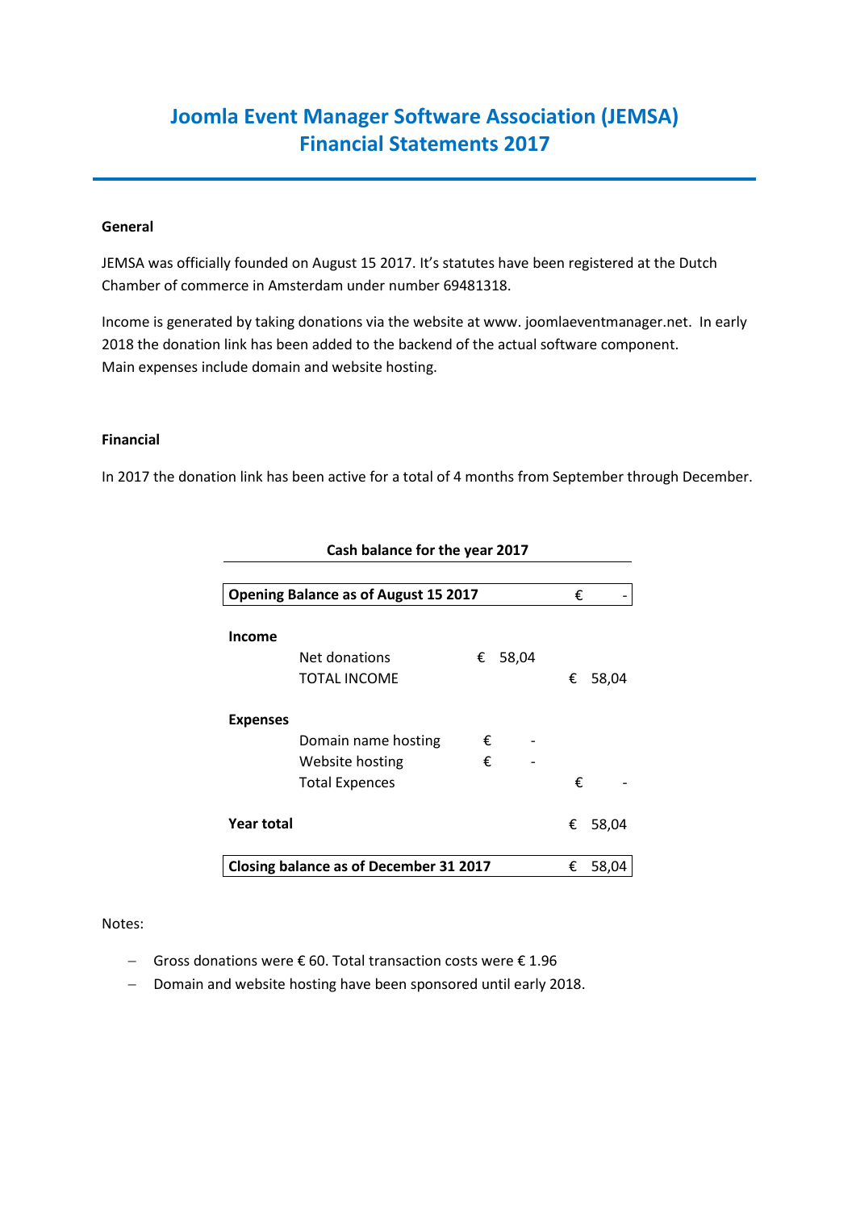# Joomla Event Manager Software Association (JEMSA)
# Financial Statements 2017

**General**

JEMSA was officially founded on August 15 2017. It's statutes have been registered at the Dutch Chamber of commerce in Amsterdam under number 69481318.

Income is generated by taking donations via the website at www. joomlaeventmanager.net. In early 2018 the donation link has been added to the backend of the actual software component.
Main expenses include domain and website hosting.

**Financial**

In 2017 the donation link has been active for a total of 4 months from September through December.

| Cash balance for the year 2017 | | | |
|---|---|---|---|
| **Opening Balance as of August 15 2017** | | | € - |
| **Income** | | | |
| | Net donations | € 58,04 | |
| | TOTAL INCOME | | € 58,04 |
| **Expenses** | | | |
| | Domain name hosting | € - | |
| | Website hosting | € - | |
| | Total Expences | | € - |
| **Year total** | | | € 58,04 |
| **Closing balance as of December 31 2017** | | | € 58,04 |

Notes:

- Gross donations were € 60. Total transaction costs were € 1.96
- Domain and website hosting have been sponsored until early 2018.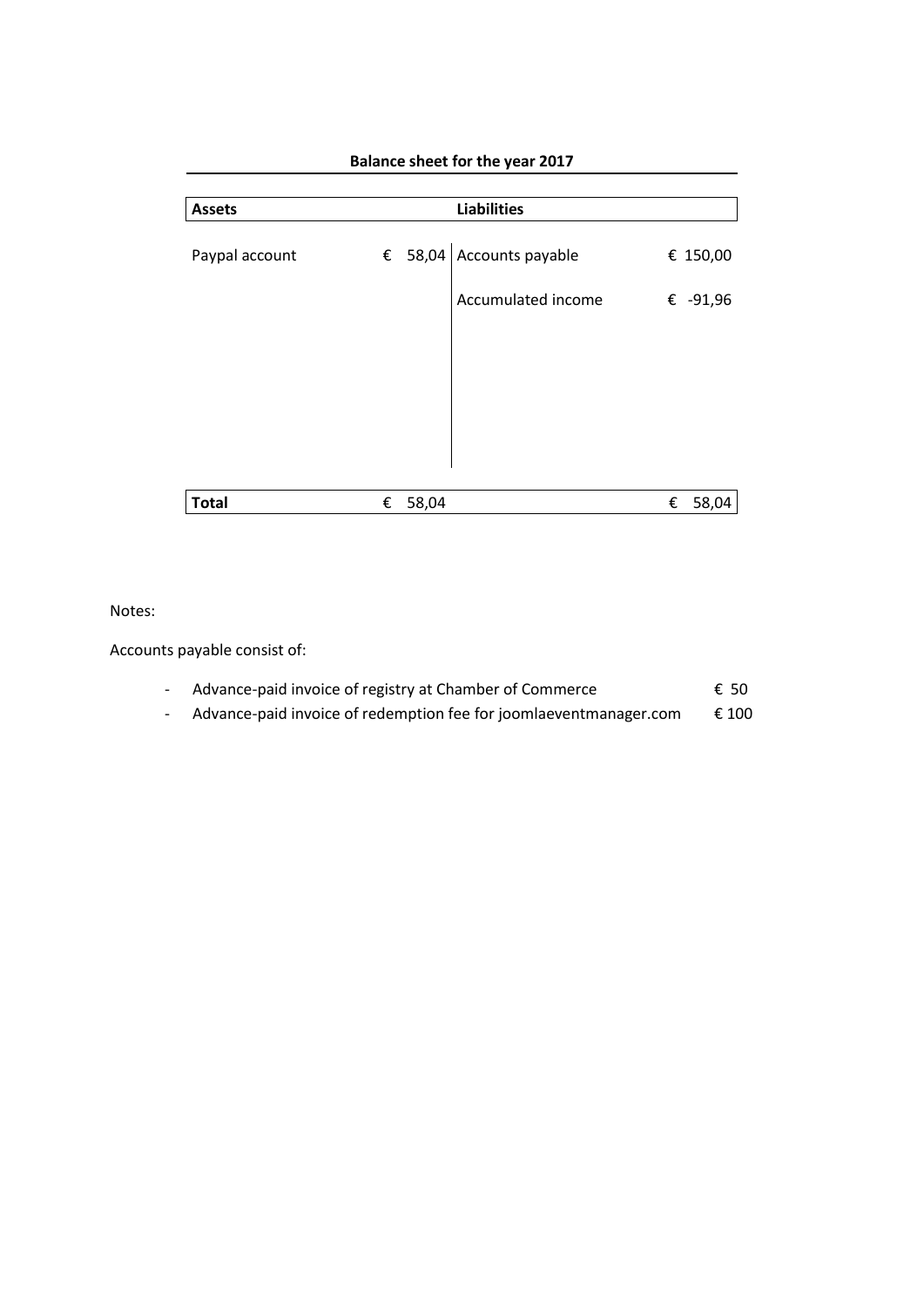**Balance sheet for the year 2017**

| Assets | | Liabilities | |
|---|---|---|---|
| Paypal account | € 58,04 | Accounts payable | € 150,00 |
| | | Accumulated income | € -91,96 |
| **Total** | € 58,04 | | € 58,04 |

Notes:

Accounts payable consist of:

- Advance-paid invoice of registry at Chamber of Commerce € 50
- Advance-paid invoice of redemption fee for joomlaeventmanager.com € 100